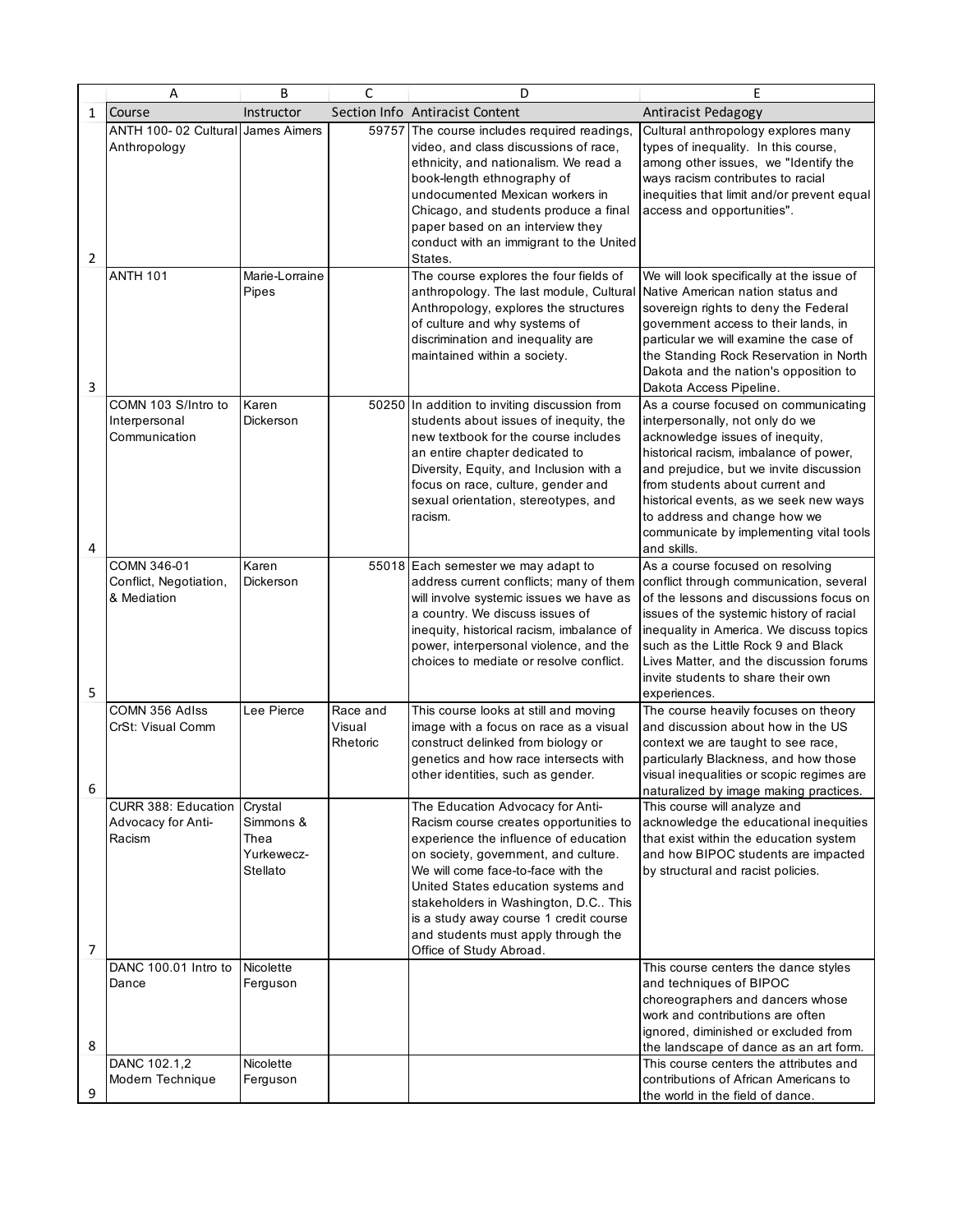| Course | Instructor | Section Info | Antiracist Content | Antiracist Pedagogy |
|---|---|---|---|---|
| ANTH 100- 02 Cultural Anthropology | James Aimers | 59757 | The course includes required readings, video, and class discussions of race, ethnicity, and nationalism. We read a book-length ethnography of undocumented Mexican workers in Chicago, and students produce a final paper based on an interview they conduct with an immigrant to the United States. | Cultural anthropology explores many types of inequality. In this course, among other issues, we "Identify the ways racism contributes to racial inequities that limit and/or prevent equal access and opportunities". |
| ANTH 101 | Marie-Lorraine Pipes | | The course explores the four fields of anthropology. The last module, Cultural Anthropology, explores the structures of culture and why systems of discrimination and inequality are maintained within a society. | We will look specifically at the issue of Native American nation status and sovereign rights to deny the Federal government access to their lands, in particular we will examine the case of the Standing Rock Reservation in North Dakota and the nation's opposition to Dakota Access Pipeline. |
| COMN 103 S/Intro to Interpersonal Communication | Karen Dickerson | 50250 | In addition to inviting discussion from students about issues of inequity, the new textbook for the course includes an entire chapter dedicated to Diversity, Equity, and Inclusion with a focus on race, culture, gender and sexual orientation, stereotypes, and racism. | As a course focused on communicating interpersonally, not only do we acknowledge issues of inequity, historical racism, imbalance of power, and prejudice, but we invite discussion from students about current and historical events, as we seek new ways to address and change how we communicate by implementing vital tools and skills. |
| COMN 346-01 Conflict, Negotiation, & Mediation | Karen Dickerson | 55018 | Each semester we may adapt to address current conflicts; many of them will involve systemic issues we have as a country. We discuss issues of inequity, historical racism, imbalance of power, interpersonal violence, and the choices to mediate or resolve conflict. | As a course focused on resolving conflict through communication, several of the lessons and discussions focus on issues of the systemic history of racial inequality in America. We discuss topics such as the Little Rock 9 and Black Lives Matter, and the discussion forums invite students to share their own experiences. |
| COMN 356 AdIss CrSt: Visual Comm | Lee Pierce | Race and Visual Rhetoric | This course looks at still and moving image with a focus on race as a visual construct delinked from biology or genetics and how race intersects with other identities, such as gender. | The course heavily focuses on theory and discussion about how in the US context we are taught to see race, particularly Blackness, and how those visual inequalities or scopic regimes are naturalized by image making practices. |
| CURR 388: Education Advocacy for Anti-Racism | Crystal Simmons & Thea Yurkewecz-Stellato | | The Education Advocacy for Anti-Racism course creates opportunities to experience the influence of education on society, government, and culture. We will come face-to-face with the United States education systems and stakeholders in Washington, D.C.. This is a study away course 1 credit course and students must apply through the Office of Study Abroad. | This course will analyze and acknowledge the educational inequities that exist within the education system and how BIPOC students are impacted by structural and racist policies. |
| DANC 100.01 Intro to Dance | Nicolette Ferguson | | | This course centers the dance styles and techniques of BIPOC choreographers and dancers whose work and contributions are often ignored, diminished or excluded from the landscape of dance as an art form. |
| DANC 102.1,2 Modern Technique | Nicolette Ferguson | | | This course centers the attributes and contributions of African Americans to the world in the field of dance. |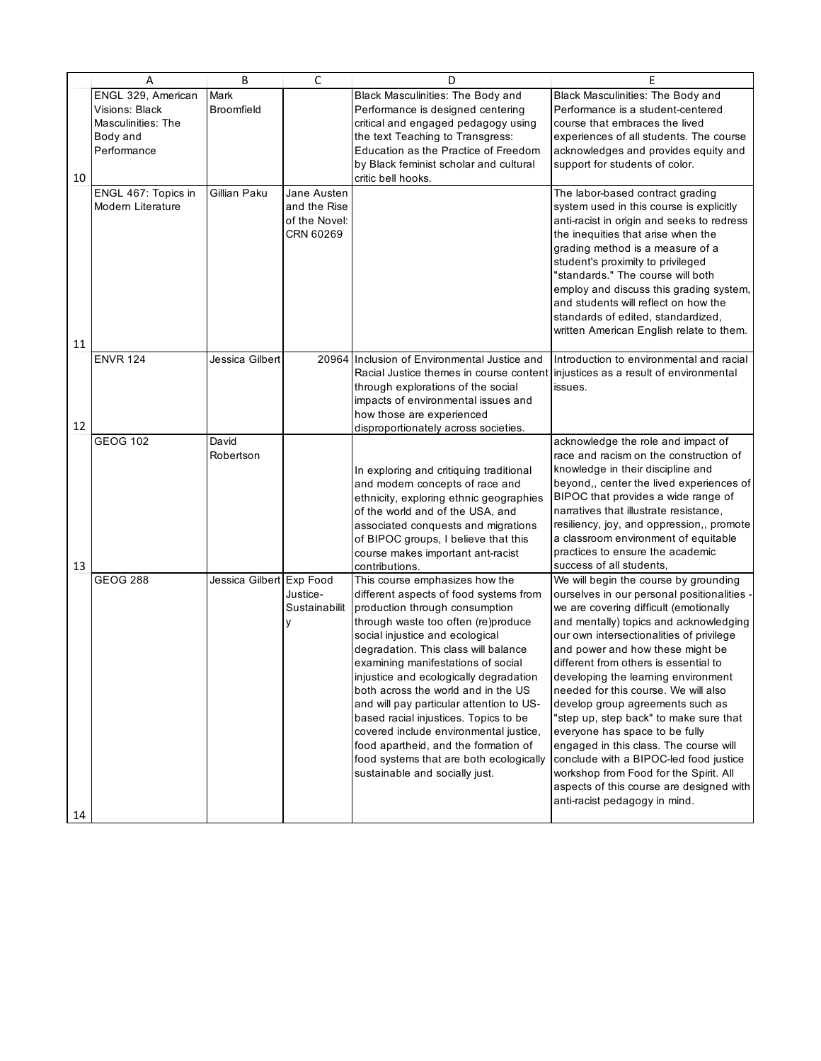| | A | B | C | D | E |
|---|---|---|---|---|---|
| 10 | ENGL 329, American Visions: Black Masculinities: The Body and Performance | Mark Broomfield | | Black Masculinities: The Body and Performance is designed centering critical and engaged pedagogy using the text Teaching to Transgress: Education as the Practice of Freedom by Black feminist scholar and cultural critic bell hooks. | Black Masculinities: The Body and Performance is a student-centered course that embraces the lived experiences of all students. The course acknowledges and provides equity and support for students of color. |
| 11 | ENGL 467: Topics in Modern Literature | Gillian Paku | Jane Austen and the Rise of the Novel: CRN 60269 | | The labor-based contract grading system used in this course is explicitly anti-racist in origin and seeks to redress the inequities that arise when the grading method is a measure of a student's proximity to privileged "standards." The course will both employ and discuss this grading system, and students will reflect on how the standards of edited, standardized, written American English relate to them. |
| 12 | ENVR 124 | Jessica Gilbert | 20964 | Inclusion of Environmental Justice and Racial Justice themes in course content through explorations of the social impacts of environmental issues and how those are experienced disproportionately across societies. | Introduction to environmental and racial injustices as a result of environmental issues. |
| 13 | GEOG 102 | David Robertson | | In exploring and critiquing traditional and modern concepts of race and ethnicity, exploring ethnic geographies of the world and of the USA, and associated conquests and migrations of BIPOC groups, I believe that this course makes important ant-racist contributions. | acknowledge the role and impact of race and racism on the construction of knowledge in their discipline and beyond,, center the lived experiences of BIPOC that provides a wide range of narratives that illustrate resistance, resiliency, joy, and oppression,, promote a classroom environment of equitable practices to ensure the academic success of all students, |
| 14 | GEOG 288 | Jessica Gilbert | Exp Food Justice-Sustainability | This course emphasizes how the different aspects of food systems from production through consumption through waste too often (re)produce social injustice and ecological degradation. This class will balance examining manifestations of social injustice and ecologically degradation both across the world and in the US and will pay particular attention to US-based racial injustices. Topics to be covered include environmental justice, food apartheid, and the formation of food systems that are both ecologically sustainable and socially just. | We will begin the course by grounding ourselves in our personal positionalities - we are covering difficult (emotionally and mentally) topics and acknowledging our own intersectionalities of privilege and power and how these might be different from others is essential to developing the learning environment needed for this course. We will also develop group agreements such as "step up, step back" to make sure that everyone has space to be fully engaged in this class. The course will conclude with a BIPOC-led food justice workshop from Food for the Spirit. All aspects of this course are designed with anti-racist pedagogy in mind. |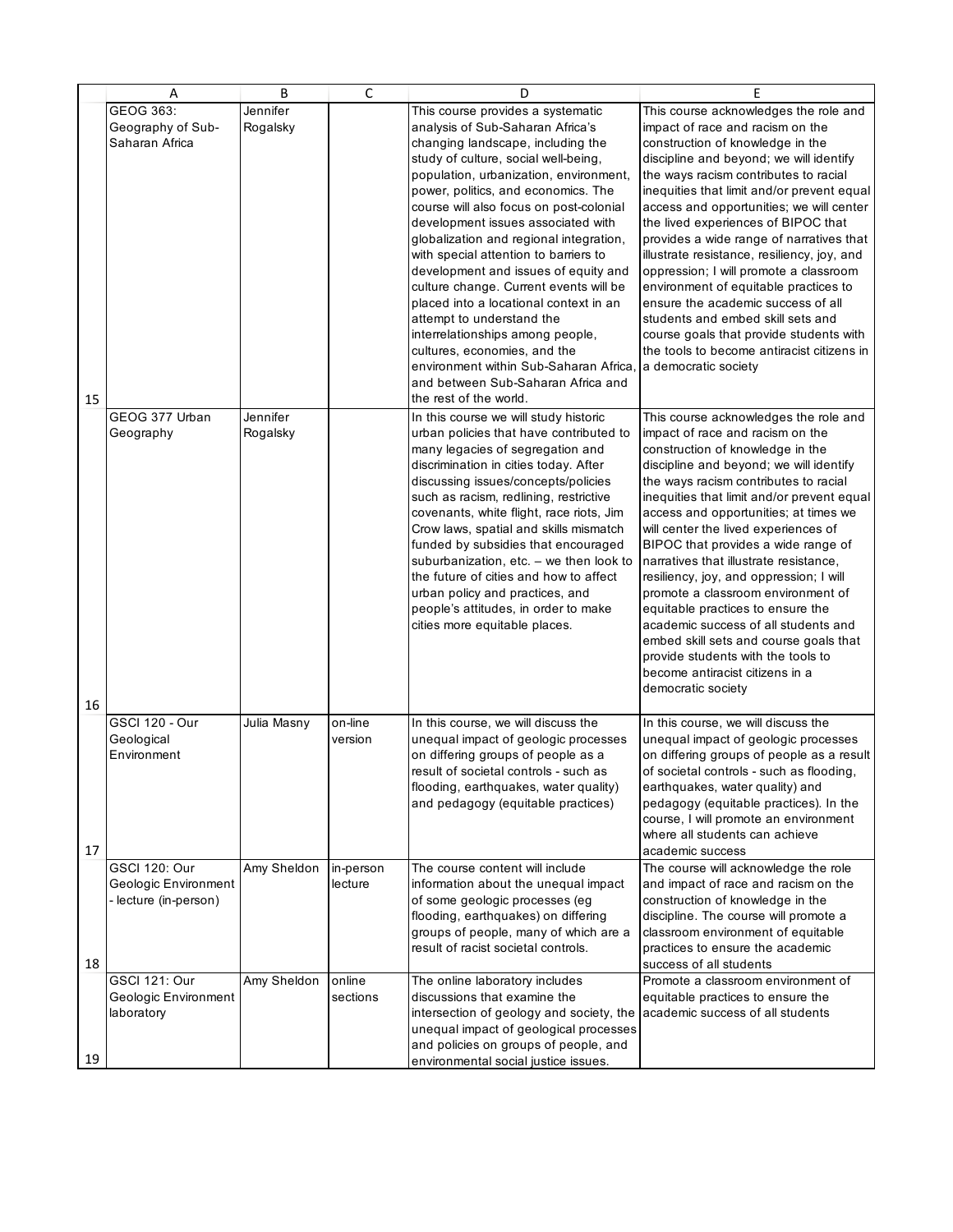| | A | B | C | D | E |
|---|---|---|---|---|---|
| 15 | GEOG 363: Geography of Sub-Saharan Africa | Jennifer Rogalsky | | This course provides a systematic analysis of Sub-Saharan Africa's changing landscape, including the study of culture, social well-being, population, urbanization, environment, power, politics, and economics. The course will also focus on post-colonial development issues associated with globalization and regional integration, with special attention to barriers to development and issues of equity and culture change. Current events will be placed into a locational context in an attempt to understand the interrelationships among people, cultures, economies, and the environment within Sub-Saharan Africa, and between Sub-Saharan Africa and the rest of the world. | This course acknowledges the role and impact of race and racism on the construction of knowledge in the discipline and beyond; we will identify the ways racism contributes to racial inequities that limit and/or prevent equal access and opportunities; we will center the lived experiences of BIPOC that provides a wide range of narratives that illustrate resistance, resiliency, joy, and oppression; I will promote a classroom environment of equitable practices to ensure the academic success of all students and embed skill sets and course goals that provide students with the tools to become antiracist citizens in a democratic society |
| 16 | GEOG 377 Urban Geography | Jennifer Rogalsky | | In this course we will study historic urban policies that have contributed to many legacies of segregation and discrimination in cities today. After discussing issues/concepts/policies such as racism, redlining, restrictive covenants, white flight, race riots, Jim Crow laws, spatial and skills mismatch funded by subsidies that encouraged suburbanization, etc. – we then look to the future of cities and how to affect urban policy and practices, and people's attitudes, in order to make cities more equitable places. | This course acknowledges the role and impact of race and racism on the construction of knowledge in the discipline and beyond; we will identify the ways racism contributes to racial inequities that limit and/or prevent equal access and opportunities; at times we will center the lived experiences of BIPOC that provides a wide range of narratives that illustrate resistance, resiliency, joy, and oppression; I will promote a classroom environment of equitable practices to ensure the academic success of all students and embed skill sets and course goals that provide students with the tools to become antiracist citizens in a democratic society |
| 17 | GSCI 120 - Our Geological Environment | Julia Masny | on-line version | In this course, we will discuss the unequal impact of geologic processes on differing groups of people as a result of societal controls - such as flooding, earthquakes, water quality) and pedagogy (equitable practices) | In this course, we will discuss the unequal impact of geologic processes on differing groups of people as a result of societal controls - such as flooding, earthquakes, water quality) and pedagogy (equitable practices). In the course, I will promote an environment where all students can achieve academic success |
| 18 | GSCI 120: Our Geologic Environment - lecture (in-person) | Amy Sheldon | in-person lecture | The course content will include information about the unequal impact of some geologic processes (eg flooding, earthquakes) on differing groups of people, many of which are a result of racist societal controls. | The course will acknowledge the role and impact of race and racism on the construction of knowledge in the discipline. The course will promote a classroom environment of equitable practices to ensure the academic success of all students |
| 19 | GSCI 121: Our Geologic Environment laboratory | Amy Sheldon | online sections | The online laboratory includes discussions that examine the intersection of geology and society, the unequal impact of geological processes and policies on groups of people, and environmental social justice issues. | Promote a classroom environment of equitable practices to ensure the academic success of all students |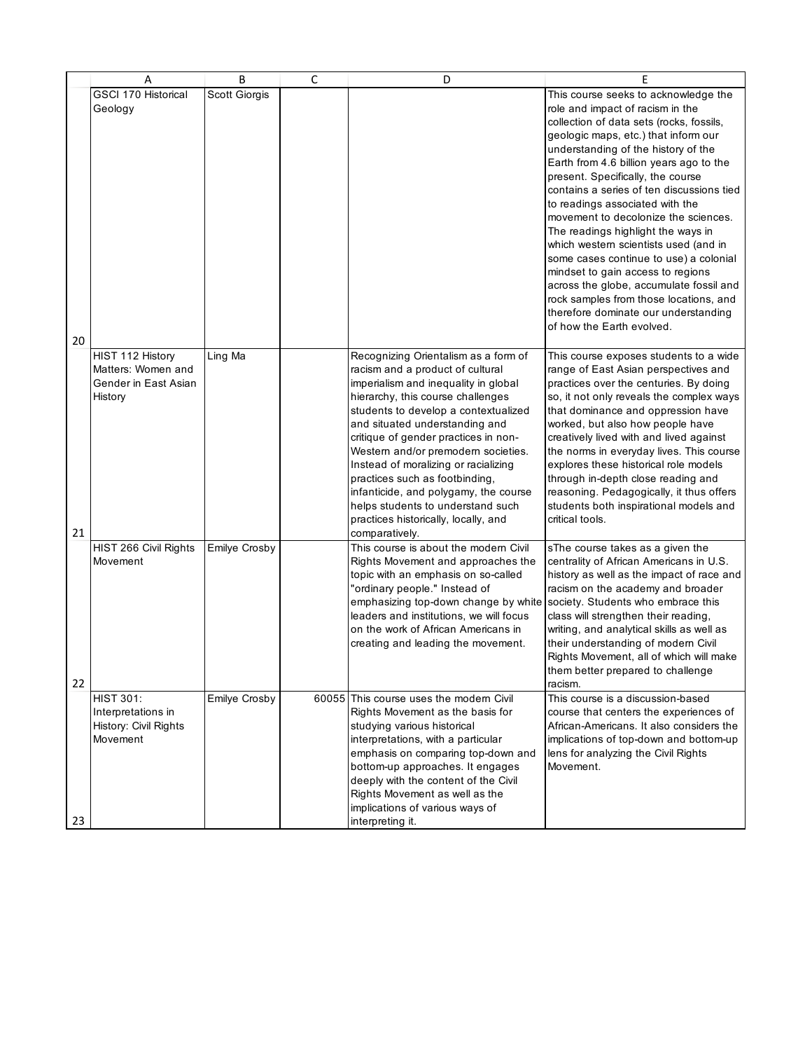| | A | B | C | D | E |
|---|---|---|---|---|---|
| 20 | GSCI 170 Historical Geology | Scott Giorgis | | | This course seeks to acknowledge the role and impact of racism in the collection of data sets (rocks, fossils, geologic maps, etc.) that inform our understanding of the history of the Earth from 4.6 billion years ago to the present. Specifically, the course contains a series of ten discussions tied to readings associated with the movement to decolonize the sciences. The readings highlight the ways in which western scientists used (and in some cases continue to use) a colonial mindset to gain access to regions across the globe, accumulate fossil and rock samples from those locations, and therefore dominate our understanding of how the Earth evolved. |
| 21 | HIST 112 History Matters: Women and Gender in East Asian History | Ling Ma | | Recognizing Orientalism as a form of racism and a product of cultural imperialism and inequality in global hierarchy, this course challenges students to develop a contextualized and situated understanding and critique of gender practices in non-Western and/or premodern societies. Instead of moralizing or racializing practices such as footbinding, infanticide, and polygamy, the course helps students to understand such practices historically, locally, and comparatively. | This course exposes students to a wide range of East Asian perspectives and practices over the centuries. By doing so, it not only reveals the complex ways that dominance and oppression have worked, but also how people have creatively lived with and lived against the norms in everyday lives. This course explores these historical role models through in-depth close reading and reasoning. Pedagogically, it thus offers students both inspirational models and critical tools. |
| 22 | HIST 266 Civil Rights Movement | Emilye Crosby | | This course is about the modern Civil Rights Movement and approaches the topic with an emphasis on so-called "ordinary people." Instead of emphasizing top-down change by white leaders and institutions, we will focus on the work of African Americans in creating and leading the movement. | sThe course takes as a given the centrality of African Americans in U.S. history as well as the impact of race and racism on the academy and broader society. Students who embrace this class will strengthen their reading, writing, and analytical skills as well as their understanding of modern Civil Rights Movement, all of which will make them better prepared to challenge racism. |
| 23 | HIST 301: Interpretations in History: Civil Rights Movement | Emilye Crosby | 60055 | This course uses the modern Civil Rights Movement as the basis for studying various historical interpretations, with a particular emphasis on comparing top-down and bottom-up approaches. It engages deeply with the content of the Civil Rights Movement as well as the implications of various ways of interpreting it. | This course is a discussion-based course that centers the experiences of African-Americans. It also considers the implications of top-down and bottom-up lens for analyzing the Civil Rights Movement. |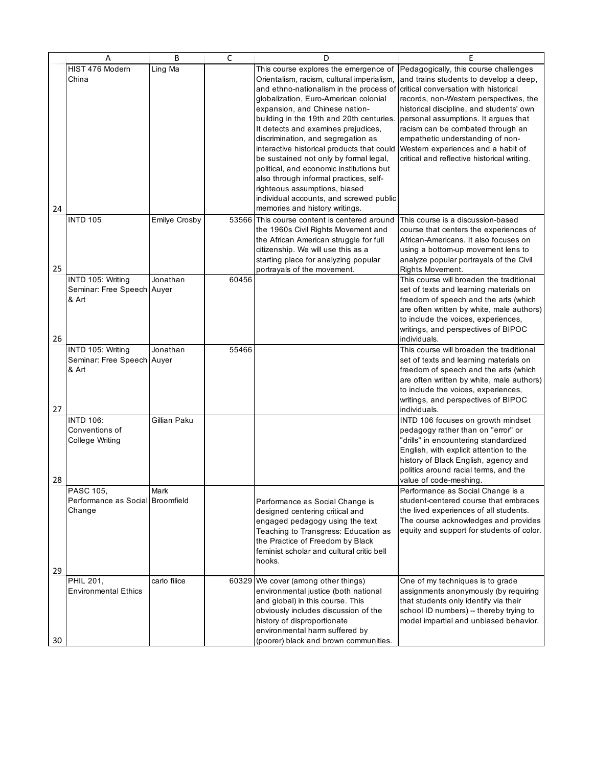| | A | B | C | D | E |
|---|---|---|---|---|---|
| 24 | HIST 476 Modern China | Ling Ma | | This course explores the emergence of Orientalism, racism, cultural imperialism, and ethno-nationalism in the process of globalization, Euro-American colonial expansion, and Chinese nation-building in the 19th and 20th centuries. It detects and examines prejudices, discrimination, and segregation as interactive historical products that could be sustained not only by formal legal, political, and economic institutions but also through informal practices, self-righteous assumptions, biased individual accounts, and screwed public memories and history writings. | Pedagogically, this course challenges and trains students to develop a deep, critical conversation with historical records, non-Western perspectives, the historical discipline, and students' own personal assumptions. It argues that racism can be combated through an empathetic understanding of non-Western experiences and a habit of critical and reflective historical writing. |
| 25 | INTD 105 | Emilye Crosby | 53566 | This course content is centered around the 1960s Civil Rights Movement and the African American struggle for full citizenship. We will use this as a starting place for analyzing popular portrayals of the movement. | This course is a discussion-based course that centers the experiences of African-Americans. It also focuses on using a bottom-up movement lens to analyze popular portrayals of the Civil Rights Movement. |
| 26 | INTD 105: Writing Seminar: Free Speech & Art | Jonathan Auyer | 60456 | | This course will broaden the traditional set of texts and learning materials on freedom of speech and the arts (which are often written by white, male authors) to include the voices, experiences, writings, and perspectives of BIPOC individuals. |
| 27 | INTD 105: Writing Seminar: Free Speech & Art | Jonathan Auyer | 55466 | | This course will broaden the traditional set of texts and learning materials on freedom of speech and the arts (which are often written by white, male authors) to include the voices, experiences, writings, and perspectives of BIPOC individuals. |
| 28 | INTD 106: Conventions of College Writing | Gillian Paku | | | INTD 106 focuses on growth mindset pedagogy rather than on "error" or "drills" in encountering standardized English, with explicit attention to the history of Black English, agency and politics around racial terms, and the value of code-meshing. |
| 29 | PASC 105, Performance as Social Change | Mark Broomfield | | Performance as Social Change is designed centering critical and engaged pedagogy using the text Teaching to Transgress: Education as the Practice of Freedom by Black feminist scholar and cultural critic bell hooks. | Performance as Social Change is a student-centered course that embraces the lived experiences of all students. The course acknowledges and provides equity and support for students of color. |
| 30 | PHIL 201, Environmental Ethics | carlo filice | 60329 | We cover (among other things) environmental justice (both national and global) in this course. This obviously includes discussion of the history of disproportionate environmental harm suffered by (poorer) black and brown communities. | One of my techniques is to grade assignments anonymously (by requiring that students only identify via their school ID numbers) -- thereby trying to model impartial and unbiased behavior. |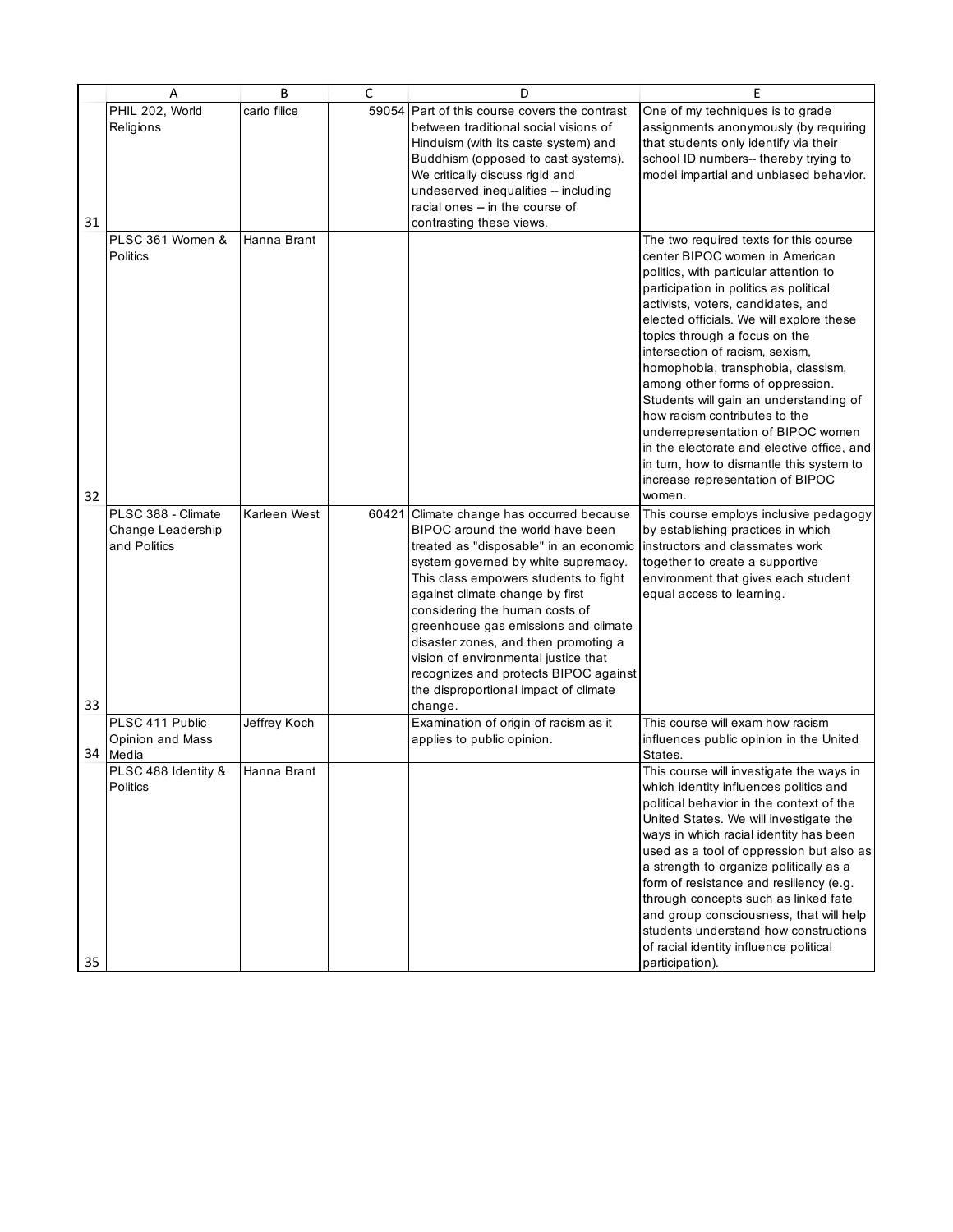| | A | B | C | D | E |
|---|---|---|---|---|---|
| 31 | PHIL 202, World Religions | carlo filice | 59054 | Part of this course covers the contrast between traditional social visions of Hinduism (with its caste system) and Buddhism (opposed to cast systems). We critically discuss rigid and undeserved inequalities -- including racial ones -- in the course of contrasting these views. | One of my techniques is to grade assignments anonymously (by requiring that students only identify via their school ID numbers-- thereby trying to model impartial and unbiased behavior. |
| 32 | PLSC 361 Women & Politics | Hanna Brant | | | The two required texts for this course center BIPOC women in American politics, with particular attention to participation in politics as political activists, voters, candidates, and elected officials. We will explore these topics through a focus on the intersection of racism, sexism, homophobia, transphobia, classism, among other forms of oppression. Students will gain an understanding of how racism contributes to the underrepresentation of BIPOC women in the electorate and elective office, and in turn, how to dismantle this system to increase representation of BIPOC women. |
| 33 | PLSC 388 - Climate Change Leadership and Politics | Karleen West | 60421 | Climate change has occurred because BIPOC around the world have been treated as "disposable" in an economic system governed by white supremacy. This class empowers students to fight against climate change by first considering the human costs of greenhouse gas emissions and climate disaster zones, and then promoting a vision of environmental justice that recognizes and protects BIPOC against the disproportional impact of climate change. | This course employs inclusive pedagogy by establishing practices in which instructors and classmates work together to create a supportive environment that gives each student equal access to learning. |
| 34 | PLSC 411 Public Opinion and Mass Media | Jeffrey Koch | | Examination of origin of racism as it applies to public opinion. | This course will exam how racism influences public opinion in the United States. |
| 35 | PLSC 488 Identity & Politics | Hanna Brant | | | This course will investigate the ways in which identity influences politics and political behavior in the context of the United States. We will investigate the ways in which racial identity has been used as a tool of oppression but also as a strength to organize politically as a form of resistance and resiliency (e.g. through concepts such as linked fate and group consciousness, that will help students understand how constructions of racial identity influence political participation). |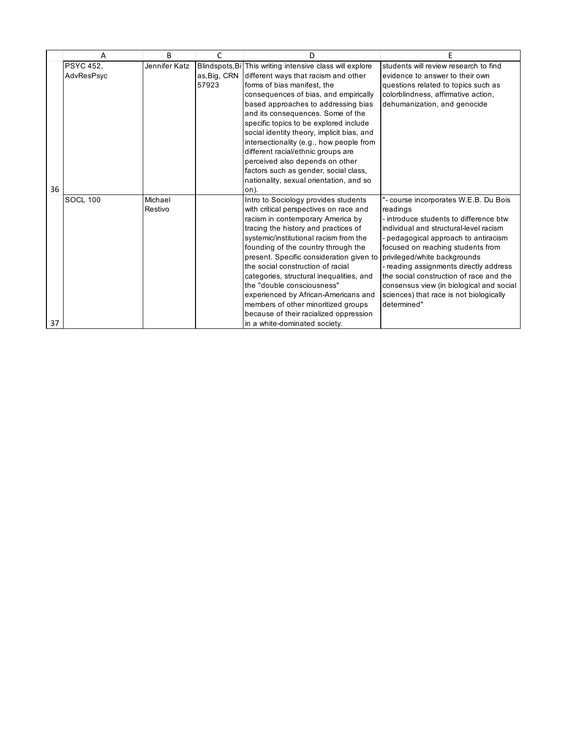| | A | B | C | D | E |
|---|---|---|---|---|---|
| 36 | PSYC 452, AdvResPsyc | Jennifer Katz | Blindspots,Bias,Big, CRN 57923 | This writing intensive class will explore different ways that racism and other forms of bias manifest, the consequences of bias, and empirically based approaches to addressing bias and its consequences. Some of the specific topics to be explored include social identity theory, implicit bias, and intersectionality (e.g., how people from different racial/ethnic groups are perceived also depends on other factors such as gender, social class, nationality, sexual orientation, and so on). | students will review research to find evidence to answer to their own questions related to topics such as colorblindness, affirmative action, dehumanization, and genocide |
| 37 | SOCL 100 | Michael Restivo | | Intro to Sociology provides students with critical perspectives on race and racism in contemporary America by tracing the history and practices of systemic/institutional racism from the founding of the country through the present. Specific consideration given to the social construction of racial categories, structural inequalities, and the "double consciousness" experienced by African-Americans and members of other minoritized groups because of their racialized oppression in a white-dominated society. | "- course incorporates W.E.B. Du Bois readings<br>- introduce students to difference btw individual and structural-level racism<br>- pedagogical approach to antiracism focused on reaching students from privileged/white backgrounds<br>- reading assignments directly address the social construction of race and the consensus view (in biological and social sciences) that race is not biologically determined" |